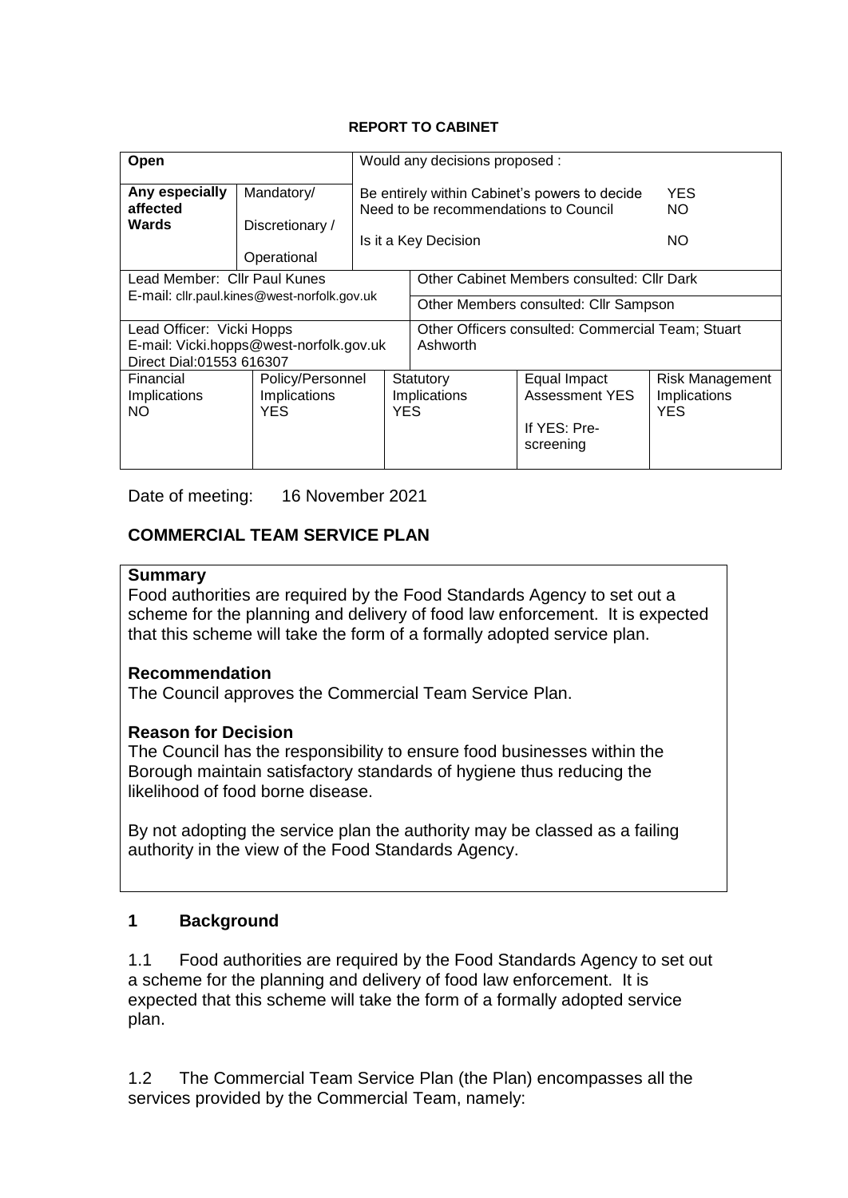**REPORT TO CABINET**

| Open | | Would any decisions proposed : | | | |
|---|---|---|---|---|---|
| **Any especially affected Wards** | Mandatory/<br>Discretionary /<br>Operational | Be entirely within Cabinet's powers to decide YES<br>Need to be recommendations to Council NO<br>Is it a Key Decision NO | | | |
| Lead Member: Cllr Paul Kunes<br>E-mail: cllr.paul.kines@west-norfolk.gov.uk | | Other Cabinet Members consulted: Cllr Dark<br>Other Members consulted: Cllr Sampson | | | |
| Lead Officer: Vicki Hopps<br>E-mail: Vicki.hopps@west-norfolk.gov.uk<br>Direct Dial:01553 616307 | | Other Officers consulted: Commercial Team; Stuart Ashworth | | | |
| Financial Implications NO | Policy/Personnel Implications YES | Statutory Implications YES | Equal Impact Assessment YES<br>If YES: Pre-screening | Risk Management Implications YES | |

Date of meeting: 16 November 2021

## COMMERCIAL TEAM SERVICE PLAN

**Summary**
Food authorities are required by the Food Standards Agency to set out a scheme for the planning and delivery of food law enforcement. It is expected that this scheme will take the form of a formally adopted service plan.

**Recommendation**
The Council approves the Commercial Team Service Plan.

**Reason for Decision**
The Council has the responsibility to ensure food businesses within the Borough maintain satisfactory standards of hygiene thus reducing the likelihood of food borne disease.

By not adopting the service plan the authority may be classed as a failing authority in the view of the Food Standards Agency.

## 1 Background

1.1 Food authorities are required by the Food Standards Agency to set out a scheme for the planning and delivery of food law enforcement. It is expected that this scheme will take the form of a formally adopted service plan.

1.2 The Commercial Team Service Plan (the Plan) encompasses all the services provided by the Commercial Team, namely: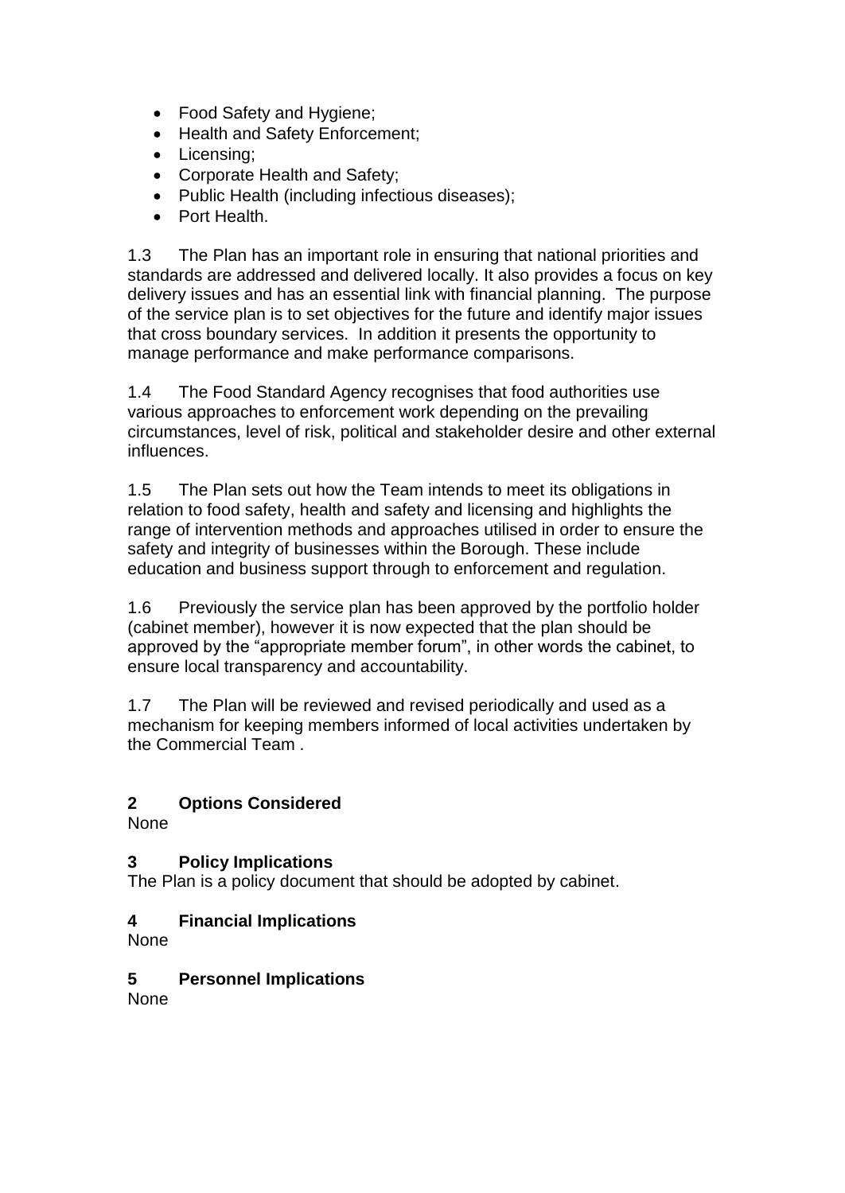- Food Safety and Hygiene;
- Health and Safety Enforcement;
- Licensing;
- Corporate Health and Safety;
- Public Health (including infectious diseases);
- Port Health.

1.3 The Plan has an important role in ensuring that national priorities and standards are addressed and delivered locally. It also provides a focus on key delivery issues and has an essential link with financial planning. The purpose of the service plan is to set objectives for the future and identify major issues that cross boundary services. In addition it presents the opportunity to manage performance and make performance comparisons.

1.4 The Food Standard Agency recognises that food authorities use various approaches to enforcement work depending on the prevailing circumstances, level of risk, political and stakeholder desire and other external influences.

1.5 The Plan sets out how the Team intends to meet its obligations in relation to food safety, health and safety and licensing and highlights the range of intervention methods and approaches utilised in order to ensure the safety and integrity of businesses within the Borough. These include education and business support through to enforcement and regulation.

1.6 Previously the service plan has been approved by the portfolio holder (cabinet member), however it is now expected that the plan should be approved by the "appropriate member forum", in other words the cabinet, to ensure local transparency and accountability.

1.7 The Plan will be reviewed and revised periodically and used as a mechanism for keeping members informed of local activities undertaken by the Commercial Team .

## 2 Options Considered

None

## 3 Policy Implications

The Plan is a policy document that should be adopted by cabinet.

## 4 Financial Implications

None

## 5 Personnel Implications

None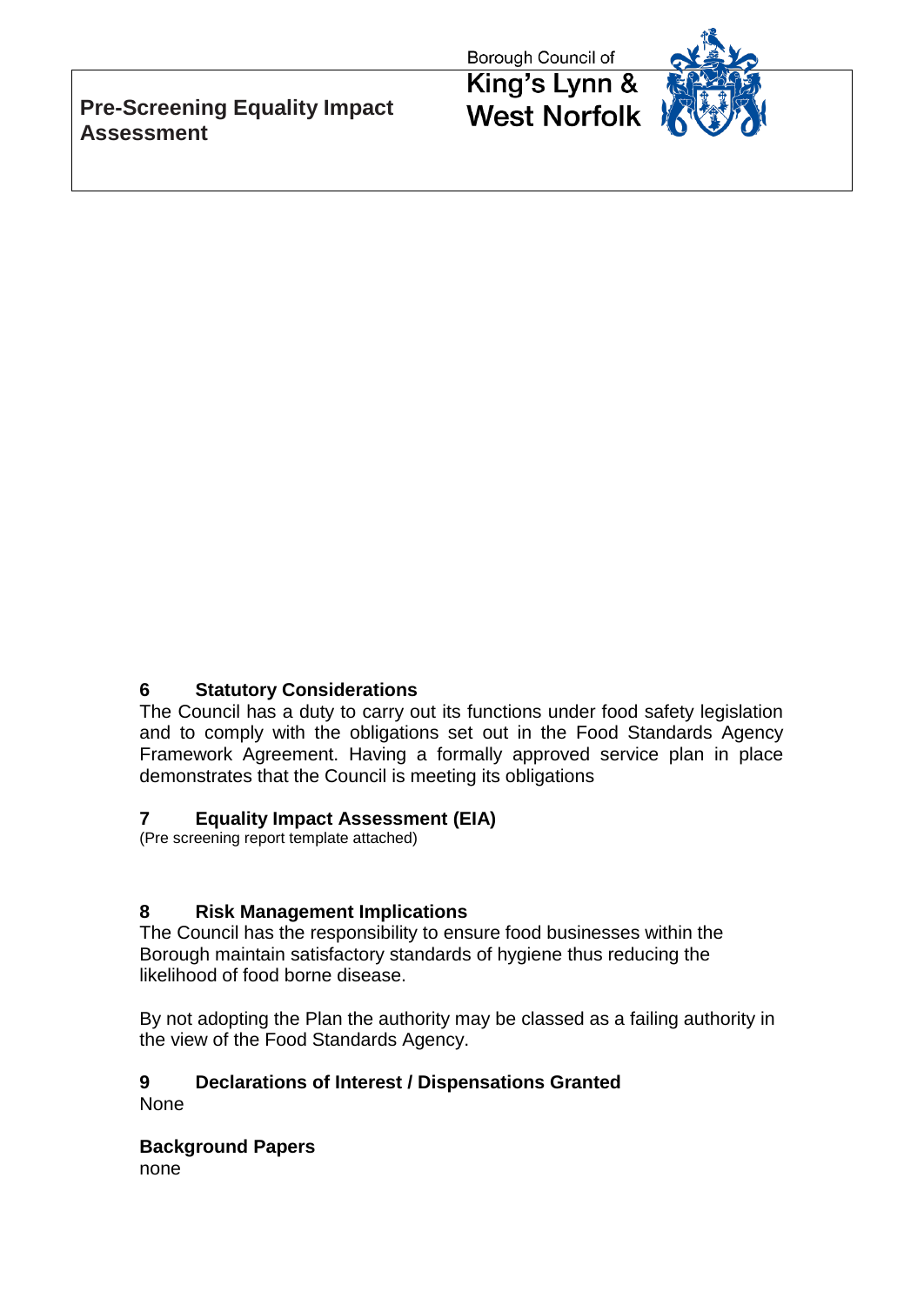**Pre-Screening Equality Impact Assessment**

Borough Council of
King's Lynn &
West Norfolk

## 6 Statutory Considerations

The Council has a duty to carry out its functions under food safety legislation and to comply with the obligations set out in the Food Standards Agency Framework Agreement. Having a formally approved service plan in place demonstrates that the Council is meeting its obligations

## 7 Equality Impact Assessment (EIA)

(Pre screening report template attached)

## 8 Risk Management Implications

The Council has the responsibility to ensure food businesses within the Borough maintain satisfactory standards of hygiene thus reducing the likelihood of food borne disease.

By not adopting the Plan the authority may be classed as a failing authority in the view of the Food Standards Agency.

## 9 Declarations of Interest / Dispensations Granted

None

**Background Papers**

none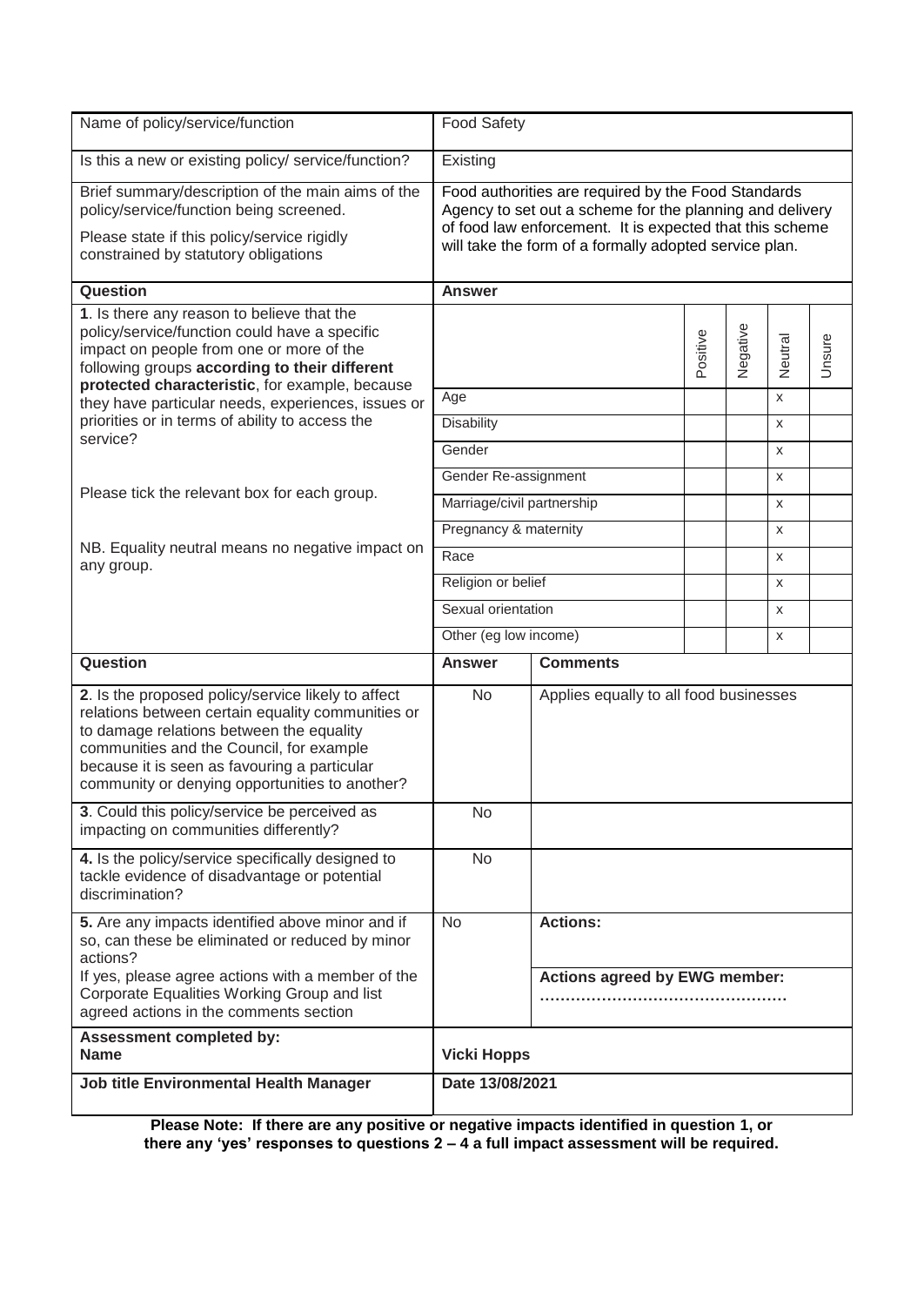| | | | | | | |
|---|---|---|---|---|---|---|
| Name of policy/service/function | Food Safety | | | | | |
| Is this a new or existing policy/ service/function? | Existing | | | | | |
| Brief summary/description of the main aims of the policy/service/function being screened.<br><br>Please state if this policy/service rigidly constrained by statutory obligations | Food authorities are required by the Food Standards Agency to set out a scheme for the planning and delivery of food law enforcement. It is expected that this scheme will take the form of a formally adopted service plan. | | | | | |
| **Question** | **Answer** | | | | | |
| 1. Is there any reason to believe that the policy/service/function could have a specific impact on people from one or more of the following groups **according to their different protected characteristic**, for example, because they have particular needs, experiences, issues or priorities or in terms of ability to access the service?<br><br>Please tick the relevant box for each group.<br><br>NB. Equality neutral means no negative impact on any group. | | | Positive | Negative | Neutral | Unsure |
| | Age | | | | x | |
| | Disability | | | | x | |
| | Gender | | | | x | |
| | Gender Re-assignment | | | | x | |
| | Marriage/civil partnership | | | | x | |
| | Pregnancy & maternity | | | | x | |
| | Race | | | | x | |
| | Religion or belief | | | | x | |
| | Sexual orientation | | | | x | |
| | Other (eg low income) | | | | x | |
| **Question** | **Answer** | **Comments** | | | | |
| 2. Is the proposed policy/service likely to affect relations between certain equality communities or to damage relations between the equality communities and the Council, for example because it is seen as favouring a particular community or denying opportunities to another? | No | Applies equally to all food businesses | | | | |
| 3. Could this policy/service be perceived as impacting on communities differently? | No | | | | | |
| 4. Is the policy/service specifically designed to tackle evidence of disadvantage or potential discrimination? | No | | | | | |
| 5. Are any impacts identified above minor and if so, can these be eliminated or reduced by minor actions?<br>If yes, please agree actions with a member of the Corporate Equalities Working Group and list agreed actions in the comments section | No | **Actions:**<br><br>**Actions agreed by EWG member:**<br>**………………………………………** | | | | |
| **Assessment completed by:**<br>**Name** | **Vicki Hopps** | | | | | |
| **Job title Environmental Health Manager** | **Date 13/08/2021** | | | | | |

**Please Note: If there are any positive or negative impacts identified in question 1, or there any 'yes' responses to questions 2 – 4 a full impact assessment will be required.**